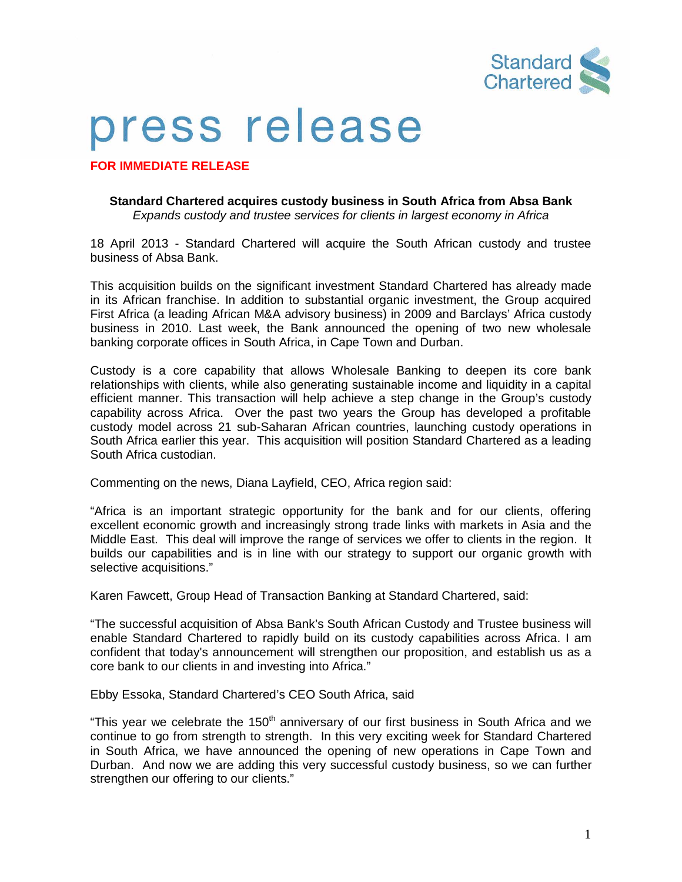# press release

**FOR IMMEDIATE RELEASE**

**Standard Chartered acquires custody business in South Africa from Absa Bank**
*Expands custody and trustee services for clients in largest economy in Africa*

18 April 2013 - Standard Chartered will acquire the South African custody and trustee business of Absa Bank.

This acquisition builds on the significant investment Standard Chartered has already made in its African franchise. In addition to substantial organic investment, the Group acquired First Africa (a leading African M&A advisory business) in 2009 and Barclays' Africa custody business in 2010. Last week, the Bank announced the opening of two new wholesale banking corporate offices in South Africa, in Cape Town and Durban.

Custody is a core capability that allows Wholesale Banking to deepen its core bank relationships with clients, while also generating sustainable income and liquidity in a capital efficient manner. This transaction will help achieve a step change in the Group's custody capability across Africa. Over the past two years the Group has developed a profitable custody model across 21 sub-Saharan African countries, launching custody operations in South Africa earlier this year. This acquisition will position Standard Chartered as a leading South Africa custodian.

Commenting on the news, Diana Layfield, CEO, Africa region said:

"Africa is an important strategic opportunity for the bank and for our clients, offering excellent economic growth and increasingly strong trade links with markets in Asia and the Middle East. This deal will improve the range of services we offer to clients in the region. It builds our capabilities and is in line with our strategy to support our organic growth with selective acquisitions."

Karen Fawcett, Group Head of Transaction Banking at Standard Chartered, said:

"The successful acquisition of Absa Bank's South African Custody and Trustee business will enable Standard Chartered to rapidly build on its custody capabilities across Africa. I am confident that today's announcement will strengthen our proposition, and establish us as a core bank to our clients in and investing into Africa."

Ebby Essoka, Standard Chartered's CEO South Africa, said

"This year we celebrate the 150th anniversary of our first business in South Africa and we continue to go from strength to strength. In this very exciting week for Standard Chartered in South Africa, we have announced the opening of new operations in Cape Town and Durban. And now we are adding this very successful custody business, so we can further strengthen our offering to our clients."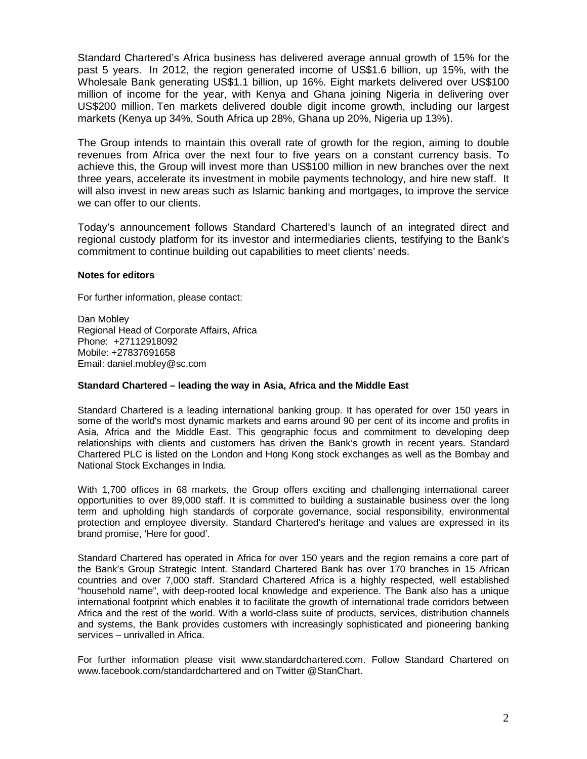Standard Chartered's Africa business has delivered average annual growth of 15% for the past 5 years. In 2012, the region generated income of US$1.6 billion, up 15%, with the Wholesale Bank generating US$1.1 billion, up 16%. Eight markets delivered over US$100 million of income for the year, with Kenya and Ghana joining Nigeria in delivering over US$200 million. Ten markets delivered double digit income growth, including our largest markets (Kenya up 34%, South Africa up 28%, Ghana up 20%, Nigeria up 13%).

The Group intends to maintain this overall rate of growth for the region, aiming to double revenues from Africa over the next four to five years on a constant currency basis. To achieve this, the Group will invest more than US$100 million in new branches over the next three years, accelerate its investment in mobile payments technology, and hire new staff. It will also invest in new areas such as Islamic banking and mortgages, to improve the service we can offer to our clients.

Today's announcement follows Standard Chartered's launch of an integrated direct and regional custody platform for its investor and intermediaries clients, testifying to the Bank's commitment to continue building out capabilities to meet clients' needs.

**Notes for editors**

For further information, please contact:

Dan Mobley
Regional Head of Corporate Affairs, Africa
Phone: +27112918092
Mobile: +27837691658
Email: daniel.mobley@sc.com

**Standard Chartered – leading the way in Asia, Africa and the Middle East**

Standard Chartered is a leading international banking group. It has operated for over 150 years in some of the world's most dynamic markets and earns around 90 per cent of its income and profits in Asia, Africa and the Middle East. This geographic focus and commitment to developing deep relationships with clients and customers has driven the Bank's growth in recent years. Standard Chartered PLC is listed on the London and Hong Kong stock exchanges as well as the Bombay and National Stock Exchanges in India.

With 1,700 offices in 68 markets, the Group offers exciting and challenging international career opportunities to over 89,000 staff. It is committed to building a sustainable business over the long term and upholding high standards of corporate governance, social responsibility, environmental protection and employee diversity. Standard Chartered's heritage and values are expressed in its brand promise, 'Here for good'.

Standard Chartered has operated in Africa for over 150 years and the region remains a core part of the Bank's Group Strategic Intent. Standard Chartered Bank has over 170 branches in 15 African countries and over 7,000 staff. Standard Chartered Africa is a highly respected, well established "household name", with deep-rooted local knowledge and experience. The Bank also has a unique international footprint which enables it to facilitate the growth of international trade corridors between Africa and the rest of the world. With a world-class suite of products, services, distribution channels and systems, the Bank provides customers with increasingly sophisticated and pioneering banking services – unrivalled in Africa.

For further information please visit www.standardchartered.com. Follow Standard Chartered on www.facebook.com/standardchartered and on Twitter @StanChart.